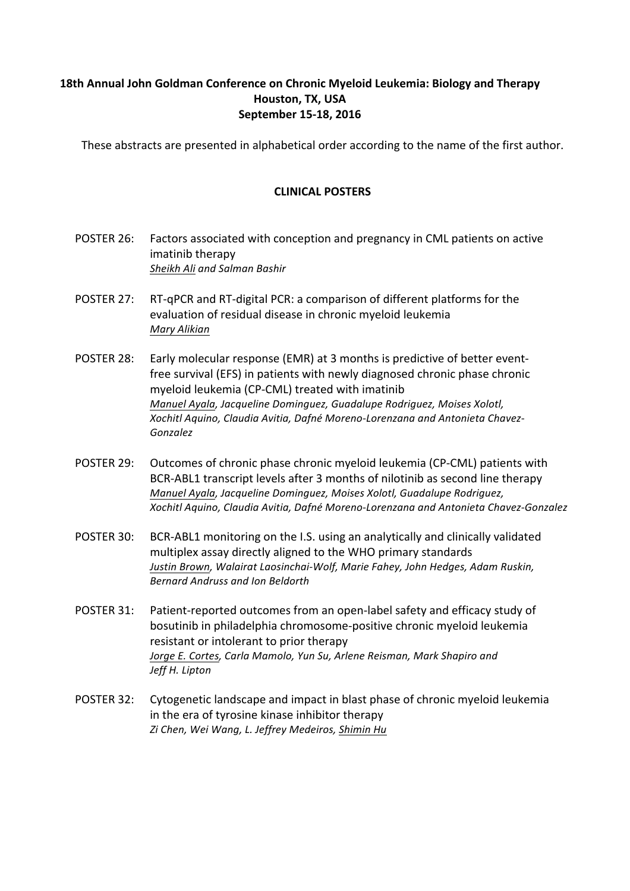# 18th Annual John Goldman Conference on Chronic Myeloid Leukemia: Biology and Therapy
## Houston, TX, USA
## September 15-18, 2016

These abstracts are presented in alphabetical order according to the name of the first author.

## CLINICAL POSTERS

POSTER 26: Factors associated with conception and pregnancy in CML patients on active imatinib therapy
*Sheikh Ali and Salman Bashir*

POSTER 27: RT-qPCR and RT-digital PCR: a comparison of different platforms for the evaluation of residual disease in chronic myeloid leukemia
*Mary Alikian*

POSTER 28: Early molecular response (EMR) at 3 months is predictive of better event-free survival (EFS) in patients with newly diagnosed chronic phase chronic myeloid leukemia (CP-CML) treated with imatinib
*Manuel Ayala, Jacqueline Dominguez, Guadalupe Rodriguez, Moises Xolotl, Xochitl Aquino, Claudia Avitia, Dafné Moreno-Lorenzana and Antonieta Chavez-Gonzalez*

POSTER 29: Outcomes of chronic phase chronic myeloid leukemia (CP-CML) patients with BCR-ABL1 transcript levels after 3 months of nilotinib as second line therapy
*Manuel Ayala, Jacqueline Dominguez, Moises Xolotl, Guadalupe Rodriguez, Xochitl Aquino, Claudia Avitia, Dafné Moreno-Lorenzana and Antonieta Chavez-Gonzalez*

POSTER 30: BCR-ABL1 monitoring on the I.S. using an analytically and clinically validated multiplex assay directly aligned to the WHO primary standards
*Justin Brown, Walairat Laosinchai-Wolf, Marie Fahey, John Hedges, Adam Ruskin, Bernard Andruss and Ion Beldorth*

POSTER 31: Patient-reported outcomes from an open-label safety and efficacy study of bosutinib in philadelphia chromosome-positive chronic myeloid leukemia resistant or intolerant to prior therapy
*Jorge E. Cortes, Carla Mamolo, Yun Su, Arlene Reisman, Mark Shapiro and Jeff H. Lipton*

POSTER 32: Cytogenetic landscape and impact in blast phase of chronic myeloid leukemia in the era of tyrosine kinase inhibitor therapy
*Zi Chen, Wei Wang, L. Jeffrey Medeiros, Shimin Hu*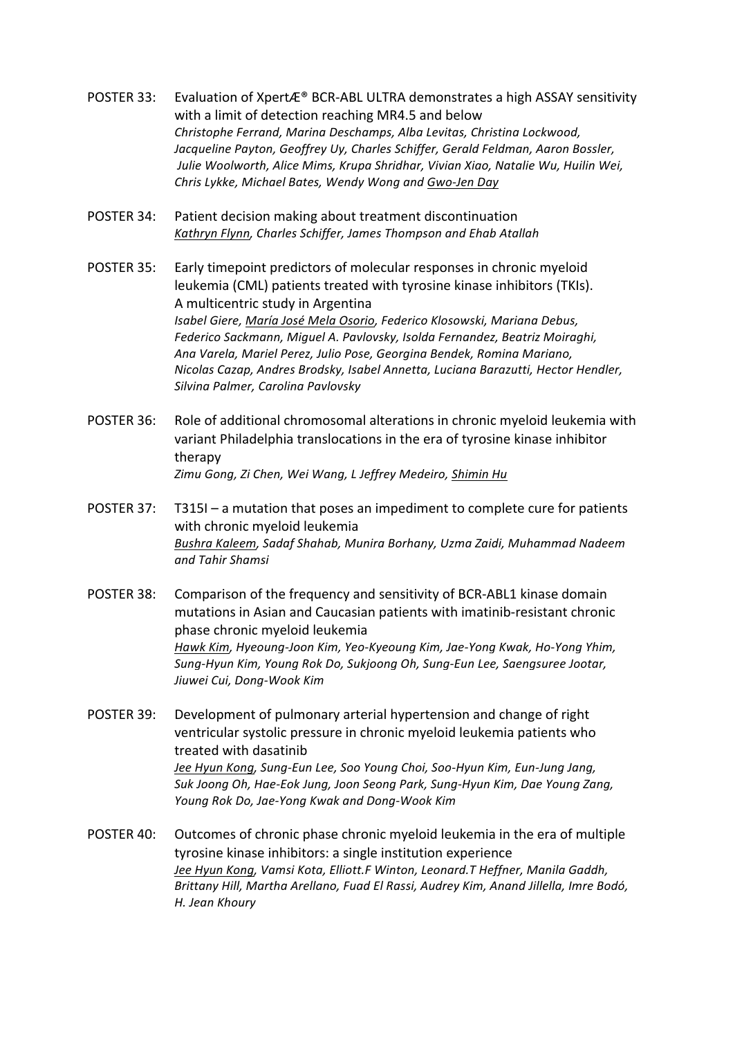POSTER 33: Evaluation of XpertÆ® BCR-ABL ULTRA demonstrates a high ASSAY sensitivity with a limit of detection reaching MR4.5 and below
*Christophe Ferrand, Marina Deschamps, Alba Levitas, Christina Lockwood, Jacqueline Payton, Geoffrey Uy, Charles Schiffer, Gerald Feldman, Aaron Bossler, Julie Woolworth, Alice Mims, Krupa Shridhar, Vivian Xiao, Natalie Wu, Huilin Wei, Chris Lykke, Michael Bates, Wendy Wong and Gwo-Jen Day*

POSTER 34: Patient decision making about treatment discontinuation
*Kathryn Flynn, Charles Schiffer, James Thompson and Ehab Atallah*

POSTER 35: Early timepoint predictors of molecular responses in chronic myeloid leukemia (CML) patients treated with tyrosine kinase inhibitors (TKIs). A multicentric study in Argentina
*Isabel Giere, María José Mela Osorio, Federico Klosowski, Mariana Debus, Federico Sackmann, Miguel A. Pavlovsky, Isolda Fernandez, Beatriz Moiraghi, Ana Varela, Mariel Perez, Julio Pose, Georgina Bendek, Romina Mariano, Nicolas Cazap, Andres Brodsky, Isabel Annetta, Luciana Barazutti, Hector Hendler, Silvina Palmer, Carolina Pavlovsky*

POSTER 36: Role of additional chromosomal alterations in chronic myeloid leukemia with variant Philadelphia translocations in the era of tyrosine kinase inhibitor therapy
*Zimu Gong, Zi Chen, Wei Wang, L Jeffrey Medeiro, Shimin Hu*

POSTER 37: T315I – a mutation that poses an impediment to complete cure for patients with chronic myeloid leukemia
*Bushra Kaleem, Sadaf Shahab, Munira Borhany, Uzma Zaidi, Muhammad Nadeem and Tahir Shamsi*

POSTER 38: Comparison of the frequency and sensitivity of BCR-ABL1 kinase domain mutations in Asian and Caucasian patients with imatinib-resistant chronic phase chronic myeloid leukemia
*Hawk Kim, Hyeoung-Joon Kim, Yeo-Kyeoung Kim, Jae-Yong Kwak, Ho-Yong Yhim, Sung-Hyun Kim, Young Rok Do, Sukjoong Oh, Sung-Eun Lee, Saengsuree Jootar, Jiuwei Cui, Dong-Wook Kim*

POSTER 39: Development of pulmonary arterial hypertension and change of right ventricular systolic pressure in chronic myeloid leukemia patients who treated with dasatinib
*Jee Hyun Kong, Sung-Eun Lee, Soo Young Choi, Soo-Hyun Kim, Eun-Jung Jang, Suk Joong Oh, Hae-Eok Jung, Joon Seong Park, Sung-Hyun Kim, Dae Young Zang, Young Rok Do, Jae-Yong Kwak and Dong-Wook Kim*

POSTER 40: Outcomes of chronic phase chronic myeloid leukemia in the era of multiple tyrosine kinase inhibitors: a single institution experience
*Jee Hyun Kong, Vamsi Kota, Elliott.F Winton, Leonard.T Heffner, Manila Gaddh, Brittany Hill, Martha Arellano, Fuad El Rassi, Audrey Kim, Anand Jillella, Imre Bodó, H. Jean Khoury*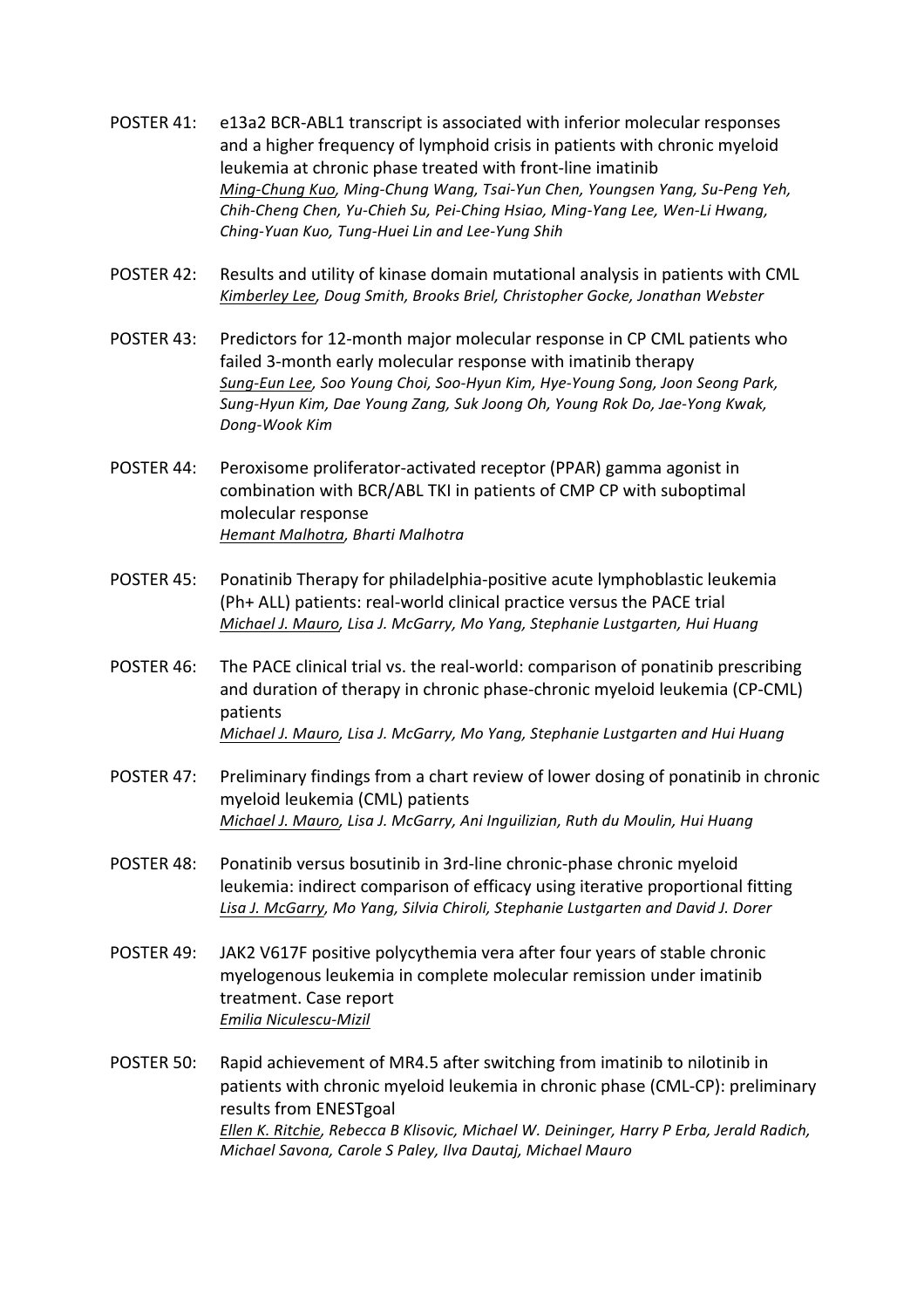POSTER 41: e13a2 BCR-ABL1 transcript is associated with inferior molecular responses and a higher frequency of lymphoid crisis in patients with chronic myeloid leukemia at chronic phase treated with front-line imatinib
*Ming-Chung Kuo, Ming-Chung Wang, Tsai-Yun Chen, Youngsen Yang, Su-Peng Yeh, Chih-Cheng Chen, Yu-Chieh Su, Pei-Ching Hsiao, Ming-Yang Lee, Wen-Li Hwang, Ching-Yuan Kuo, Tung-Huei Lin and Lee-Yung Shih*

POSTER 42: Results and utility of kinase domain mutational analysis in patients with CML
*Kimberley Lee, Doug Smith, Brooks Briel, Christopher Gocke, Jonathan Webster*

POSTER 43: Predictors for 12-month major molecular response in CP CML patients who failed 3-month early molecular response with imatinib therapy
*Sung-Eun Lee, Soo Young Choi, Soo-Hyun Kim, Hye-Young Song, Joon Seong Park, Sung-Hyun Kim, Dae Young Zang, Suk Joong Oh, Young Rok Do, Jae-Yong Kwak, Dong-Wook Kim*

POSTER 44: Peroxisome proliferator-activated receptor (PPAR) gamma agonist in combination with BCR/ABL TKI in patients of CMP CP with suboptimal molecular response
*Hemant Malhotra, Bharti Malhotra*

POSTER 45: Ponatinib Therapy for philadelphia-positive acute lymphoblastic leukemia (Ph+ ALL) patients: real-world clinical practice versus the PACE trial
*Michael J. Mauro, Lisa J. McGarry, Mo Yang, Stephanie Lustgarten, Hui Huang*

POSTER 46: The PACE clinical trial vs. the real-world: comparison of ponatinib prescribing and duration of therapy in chronic phase-chronic myeloid leukemia (CP-CML) patients
*Michael J. Mauro, Lisa J. McGarry, Mo Yang, Stephanie Lustgarten and Hui Huang*

POSTER 47: Preliminary findings from a chart review of lower dosing of ponatinib in chronic myeloid leukemia (CML) patients
*Michael J. Mauro, Lisa J. McGarry, Ani Inguilizian, Ruth du Moulin, Hui Huang*

POSTER 48: Ponatinib versus bosutinib in 3rd-line chronic-phase chronic myeloid leukemia: indirect comparison of efficacy using iterative proportional fitting
*Lisa J. McGarry, Mo Yang, Silvia Chiroli, Stephanie Lustgarten and David J. Dorer*

POSTER 49: JAK2 V617F positive polycythemia vera after four years of stable chronic myelogenous leukemia in complete molecular remission under imatinib treatment. Case report
*Emilia Niculescu-Mizil*

POSTER 50: Rapid achievement of MR4.5 after switching from imatinib to nilotinib in patients with chronic myeloid leukemia in chronic phase (CML-CP): preliminary results from ENESTgoal
*Ellen K. Ritchie, Rebecca B Klisovic, Michael W. Deininger, Harry P Erba, Jerald Radich, Michael Savona, Carole S Paley, Ilva Dautaj, Michael Mauro*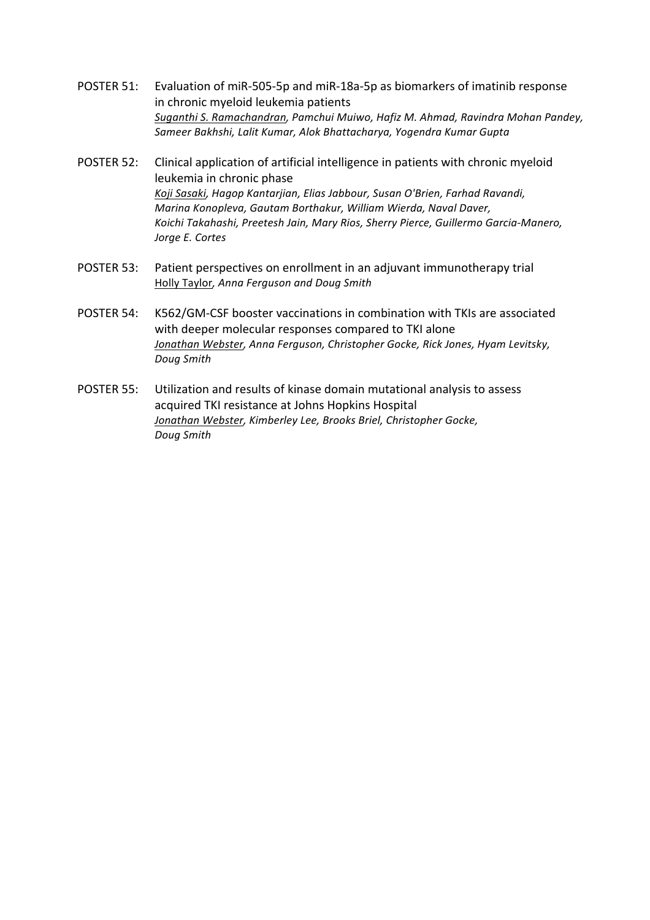POSTER 51: Evaluation of miR-505-5p and miR-18a-5p as biomarkers of imatinib response in chronic myeloid leukemia patients
*Suganthi S. Ramachandran, Pamchui Muiwo, Hafiz M. Ahmad, Ravindra Mohan Pandey, Sameer Bakhshi, Lalit Kumar, Alok Bhattacharya, Yogendra Kumar Gupta*

POSTER 52: Clinical application of artificial intelligence in patients with chronic myeloid leukemia in chronic phase
*Koji Sasaki, Hagop Kantarjian, Elias Jabbour, Susan O'Brien, Farhad Ravandi, Marina Konopleva, Gautam Borthakur, William Wierda, Naval Daver, Koichi Takahashi, Preetesh Jain, Mary Rios, Sherry Pierce, Guillermo Garcia-Manero, Jorge E. Cortes*

POSTER 53: Patient perspectives on enrollment in an adjuvant immunotherapy trial
Holly Taylor, *Anna Ferguson and Doug Smith*

POSTER 54: K562/GM-CSF booster vaccinations in combination with TKIs are associated with deeper molecular responses compared to TKI alone
*Jonathan Webster, Anna Ferguson, Christopher Gocke, Rick Jones, Hyam Levitsky, Doug Smith*

POSTER 55: Utilization and results of kinase domain mutational analysis to assess acquired TKI resistance at Johns Hopkins Hospital
*Jonathan Webster, Kimberley Lee, Brooks Briel, Christopher Gocke, Doug Smith*